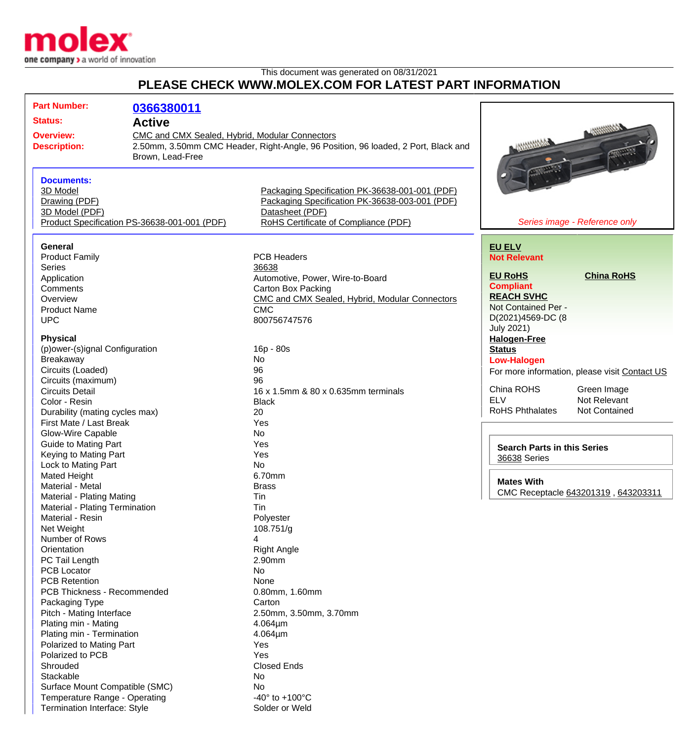This document was generated on 08/31/2021

# PLEASE CHECK WWW.MOLEX.COM FOR LATEST PART INFORMATION

**Part Number:** 0366380011

**Status:** Active

**Overview:** CMC and CMX Sealed, Hybrid, Modular Connectors

**Description:** 2.50mm, 3.50mm CMC Header, Right-Angle, 96 Position, 96 loaded, 2 Port, Black and Brown, Lead-Free

**Documents:**

- 3D Model
- Drawing (PDF)
- 3D Model (PDF)
- Product Specification PS-36638-001-001 (PDF)
- Packaging Specification PK-36638-001-001 (PDF)
- Packaging Specification PK-36638-003-001 (PDF)
- Datasheet (PDF)
- RoHS Certificate of Compliance (PDF)

*Series image - Reference only*

**EU ELV**
**Not Relevant**

**EU RoHS** **China RoHS**
**Compliant**

**REACH SVHC**
Not Contained Per - D(2021)4569-DC (8 July 2021)

**Halogen-Free Status**
**Low-Halogen**

For more information, please visit Contact US

| | |
|---|---|
| China ROHS | Green Image |
| ELV | Not Relevant |
| RoHS Phthalates | Not Contained |

**Search Parts in this Series**
36638 Series

**Mates With**
CMC Receptacle 643201319 , 643203311

### General

| | |
|---|---|
| Product Family | PCB Headers |
| Series | 36638 |
| Application | Automotive, Power, Wire-to-Board |
| Comments | Carton Box Packing |
| Overview | CMC and CMX Sealed, Hybrid, Modular Connectors |
| Product Name | CMC |
| UPC | 800756747576 |

### Physical

| | |
|---|---|
| (p)ower-(s)ignal Configuration | 16p - 80s |
| Breakaway | No |
| Circuits (Loaded) | 96 |
| Circuits (maximum) | 96 |
| Circuits Detail | 16 x 1.5mm & 80 x 0.635mm terminals |
| Color - Resin | Black |
| Durability (mating cycles max) | 20 |
| First Mate / Last Break | Yes |
| Glow-Wire Capable | No |
| Guide to Mating Part | Yes |
| Keying to Mating Part | Yes |
| Lock to Mating Part | No |
| Mated Height | 6.70mm |
| Material - Metal | Brass |
| Material - Plating Mating | Tin |
| Material - Plating Termination | Tin |
| Material - Resin | Polyester |
| Net Weight | 108.751/g |
| Number of Rows | 4 |
| Orientation | Right Angle |
| PC Tail Length | 2.90mm |
| PCB Locator | No |
| PCB Retention | None |
| PCB Thickness - Recommended | 0.80mm, 1.60mm |
| Packaging Type | Carton |
| Pitch - Mating Interface | 2.50mm, 3.50mm, 3.70mm |
| Plating min - Mating | 4.064µm |
| Plating min - Termination | 4.064µm |
| Polarized to Mating Part | Yes |
| Polarized to PCB | Yes |
| Shrouded | Closed Ends |
| Stackable | No |
| Surface Mount Compatible (SMC) | No |
| Temperature Range - Operating | -40° to +100°C |
| Termination Interface: Style | Solder or Weld |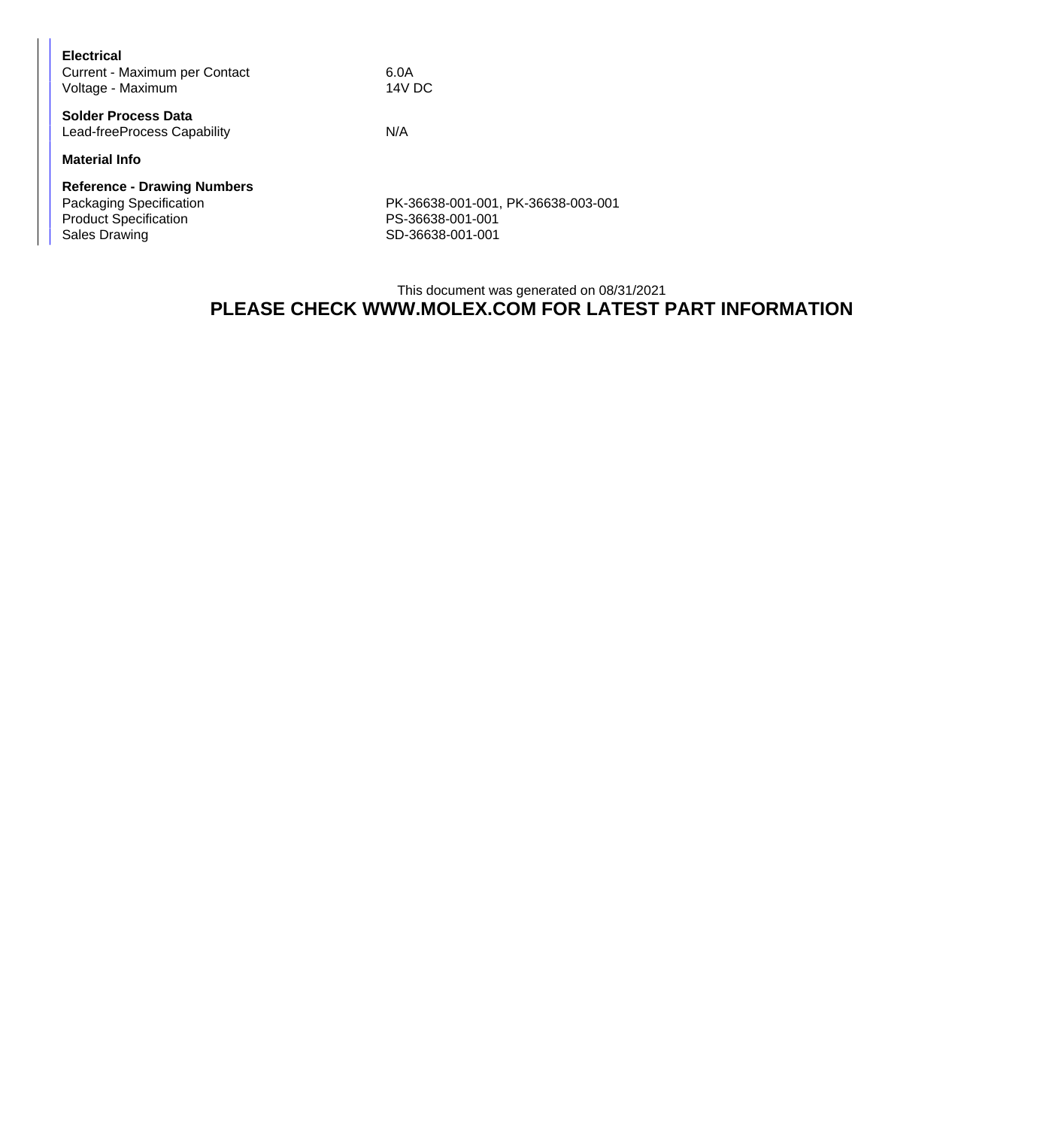**Electrical**

| | |
|---|---|
| Current - Maximum per Contact | 6.0A |
| Voltage - Maximum | 14V DC |

**Solder Process Data**

| | |
|---|---|
| Lead-freeProcess Capability | N/A |

**Material Info**

**Reference - Drawing Numbers**

| | |
|---|---|
| Packaging Specification | PK-36638-001-001, PK-36638-003-001 |
| Product Specification | PS-36638-001-001 |
| Sales Drawing | SD-36638-001-001 |

This document was generated on 08/31/2021

**PLEASE CHECK WWW.MOLEX.COM FOR LATEST PART INFORMATION**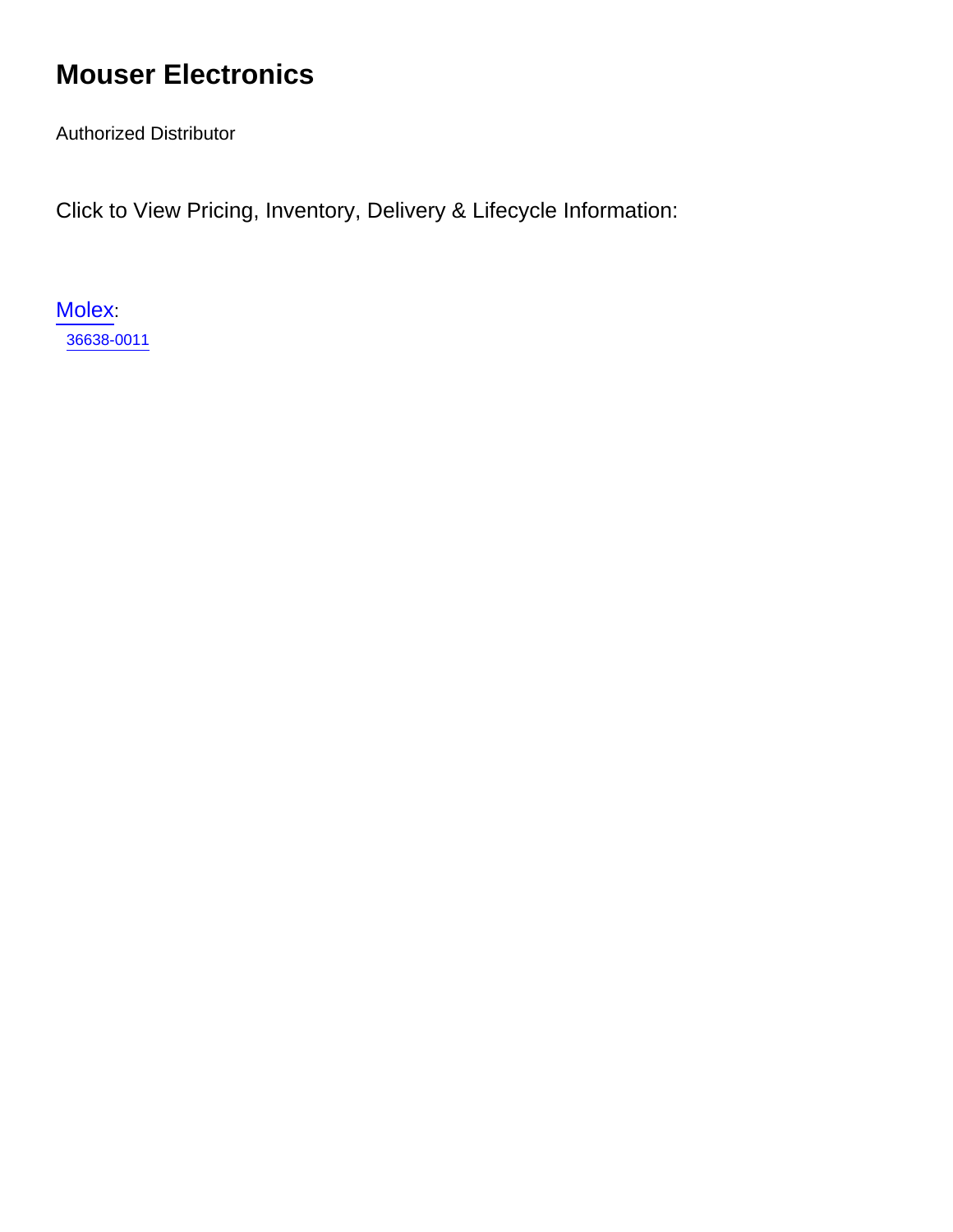# Mouser Electronics

Authorized Distributor

Click to View Pricing, Inventory, Delivery & Lifecycle Information:

Molex:

36638-0011